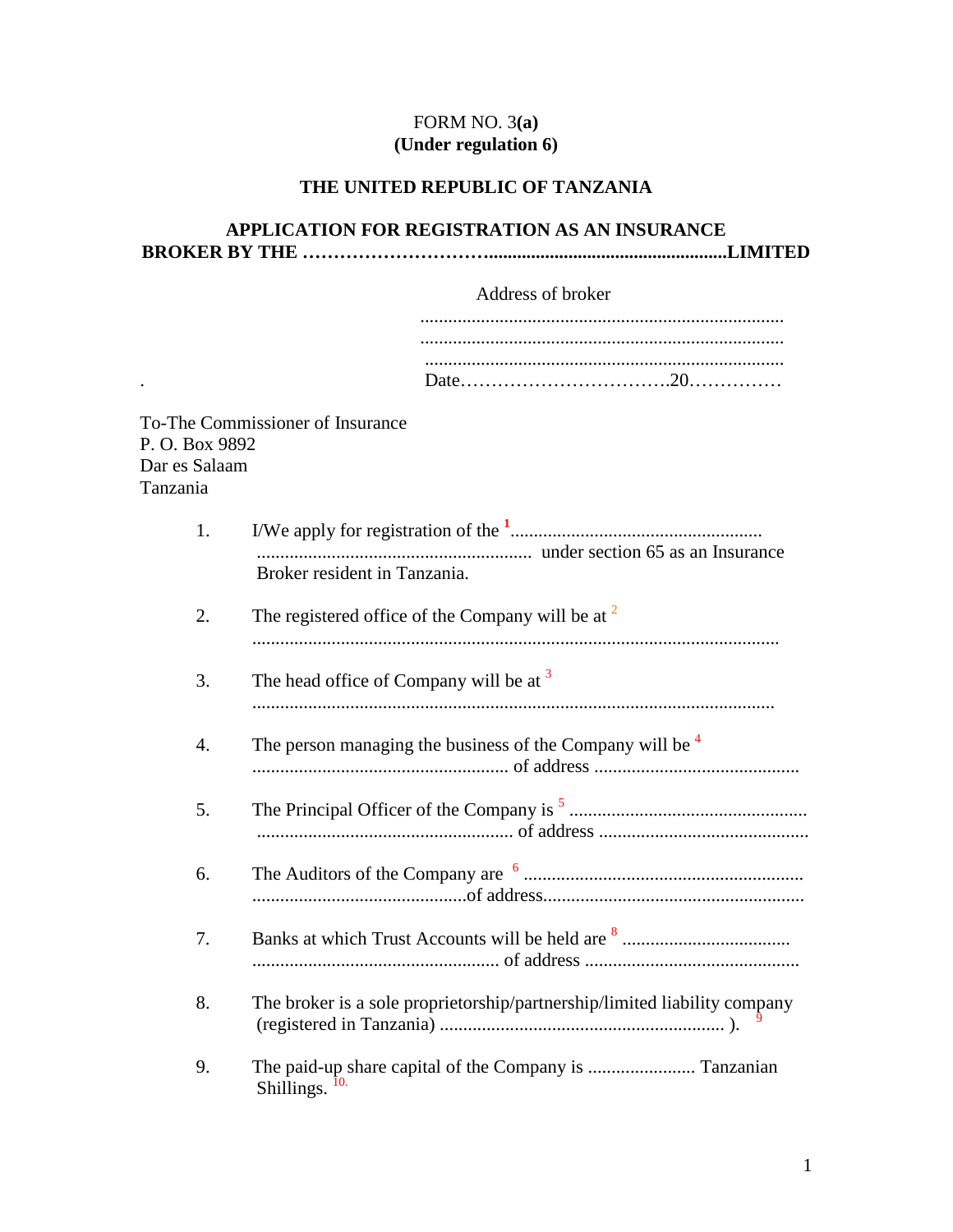FORM NO. 3**(a)**
**(Under regulation 6)**

**THE UNITED REPUBLIC OF TANZANIA**

**APPLICATION FOR REGISTRATION AS AN INSURANCE BROKER BY THE ……………………….....................................................LIMITED**

Address of broker
..............................................................................
..............................................................................
..............................................................................
Date…………………………….20……………

To-The Commissioner of Insurance
P. O. Box 9892
Dar es Salaam
Tanzania

1. I/We apply for registration of the [1]...................................................... ........................................................... under section 65 as an Insurance Broker resident in Tanzania.

2. The registered office of the Company will be at [2] ................................................................................................................

3. The head office of Company will be at [3] ...............................................................................................................

4. The person managing the business of the Company will be [4] ....................................................... of address ............................................

5. The Principal Officer of the Company is [5] ................................................... ....................................................... of address .............................................

6. The Auditors of the Company are [6] ............................................................ ..............................................of address.......................................................

7. Banks at which Trust Accounts will be held are [8] .................................... .................................................... of address ..............................................

8. The broker is a sole proprietorship/partnership/limited liability company (registered in Tanzania) ............................................................. ). [9]

9. The paid-up share capital of the Company is ....................... Tanzanian Shillings. [10.]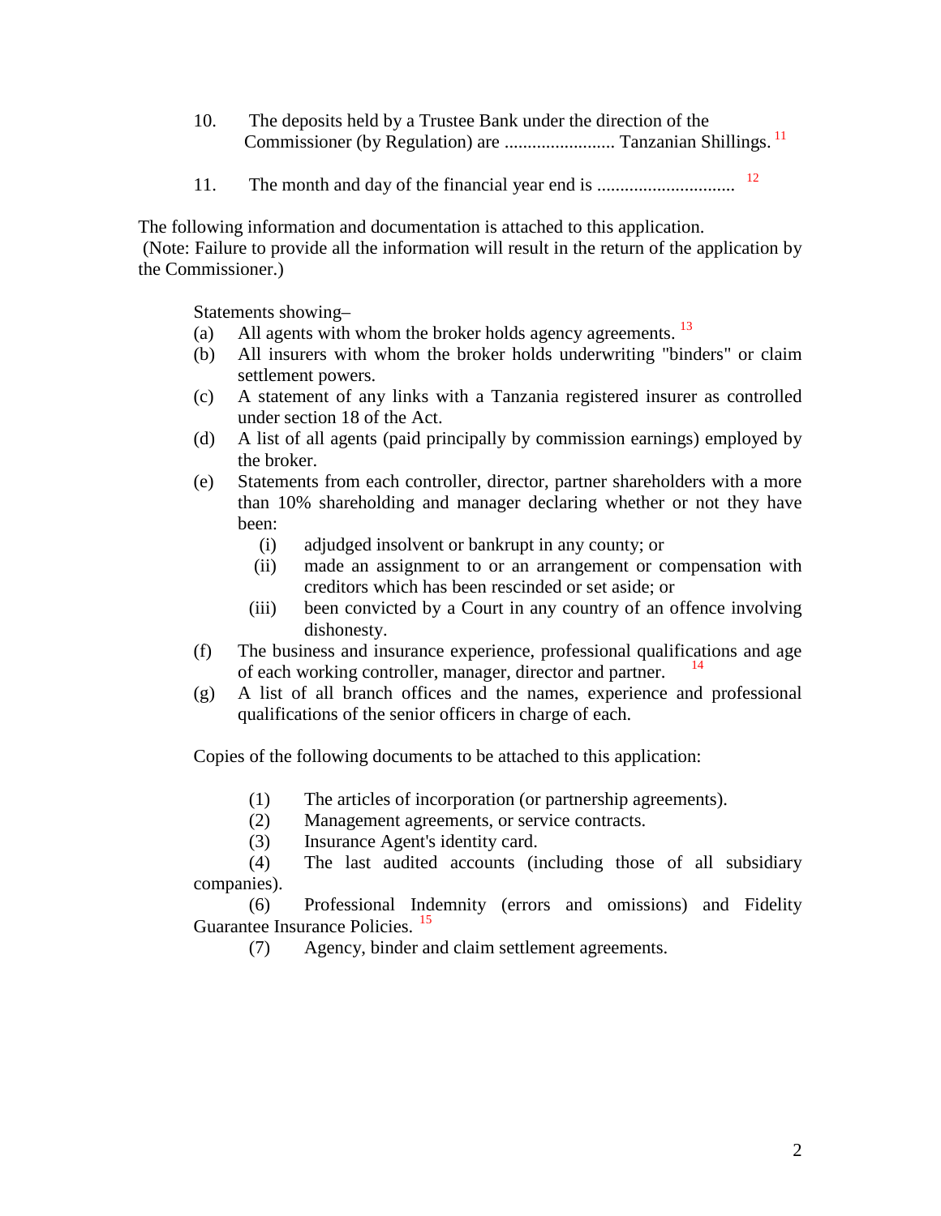10. The deposits held by a Trustee Bank under the direction of the Commissioner (by Regulation) are ........................ Tanzanian Shillings. [11]

11. The month and day of the financial year end is ............................. [12]

The following information and documentation is attached to this application.
(Note: Failure to provide all the information will result in the return of the application by the Commissioner.)

Statements showing–

(a) All agents with whom the broker holds agency agreements. [13]
(b) All insurers with whom the broker holds underwriting "binders" or claim settlement powers.
(c) A statement of any links with a Tanzania registered insurer as controlled under section 18 of the Act.
(d) A list of all agents (paid principally by commission earnings) employed by the broker.
(e) Statements from each controller, director, partner shareholders with a more than 10% shareholding and manager declaring whether or not they have been:
   (i) adjudged insolvent or bankrupt in any county; or
   (ii) made an assignment to or an arrangement or compensation with creditors which has been rescinded or set aside; or
   (iii) been convicted by a Court in any country of an offence involving dishonesty.
(f) The business and insurance experience, professional qualifications and age of each working controller, manager, director and partner. [14]
(g) A list of all branch offices and the names, experience and professional qualifications of the senior officers in charge of each.

Copies of the following documents to be attached to this application:

(1) The articles of incorporation (or partnership agreements).
(2) Management agreements, or service contracts.
(3) Insurance Agent's identity card.
(4) The last audited accounts (including those of all subsidiary companies).
(6) Professional Indemnity (errors and omissions) and Fidelity Guarantee Insurance Policies. [15]
(7) Agency, binder and claim settlement agreements.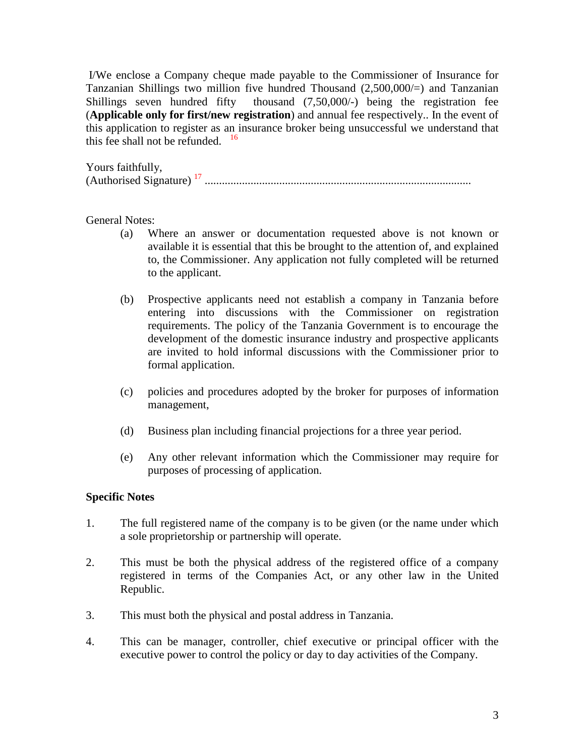I/We enclose a Company cheque made payable to the Commissioner of Insurance for Tanzanian Shillings two million five hundred Thousand (2,500,000/=) and Tanzanian Shillings seven hundred fifty thousand (7,50,000/-) being the registration fee (**Applicable only for first/new registration**) and annual fee respectively.. In the event of this application to register as an insurance broker being unsuccessful we understand that this fee shall not be refunded. [16]

Yours faithfully,
(Authorised Signature) [17] ..............................................................................................

General Notes:

(a) Where an answer or documentation requested above is not known or available it is essential that this be brought to the attention of, and explained to, the Commissioner. Any application not fully completed will be returned to the applicant.

(b) Prospective applicants need not establish a company in Tanzania before entering into discussions with the Commissioner on registration requirements. The policy of the Tanzania Government is to encourage the development of the domestic insurance industry and prospective applicants are invited to hold informal discussions with the Commissioner prior to formal application.

(c) policies and procedures adopted by the broker for purposes of information management,

(d) Business plan including financial projections for a three year period.

(e) Any other relevant information which the Commissioner may require for purposes of processing of application.

**Specific Notes**

1. The full registered name of the company is to be given (or the name under which a sole proprietorship or partnership will operate.

2. This must be both the physical address of the registered office of a company registered in terms of the Companies Act, or any other law in the United Republic.

3. This must both the physical and postal address in Tanzania.

4. This can be manager, controller, chief executive or principal officer with the executive power to control the policy or day to day activities of the Company.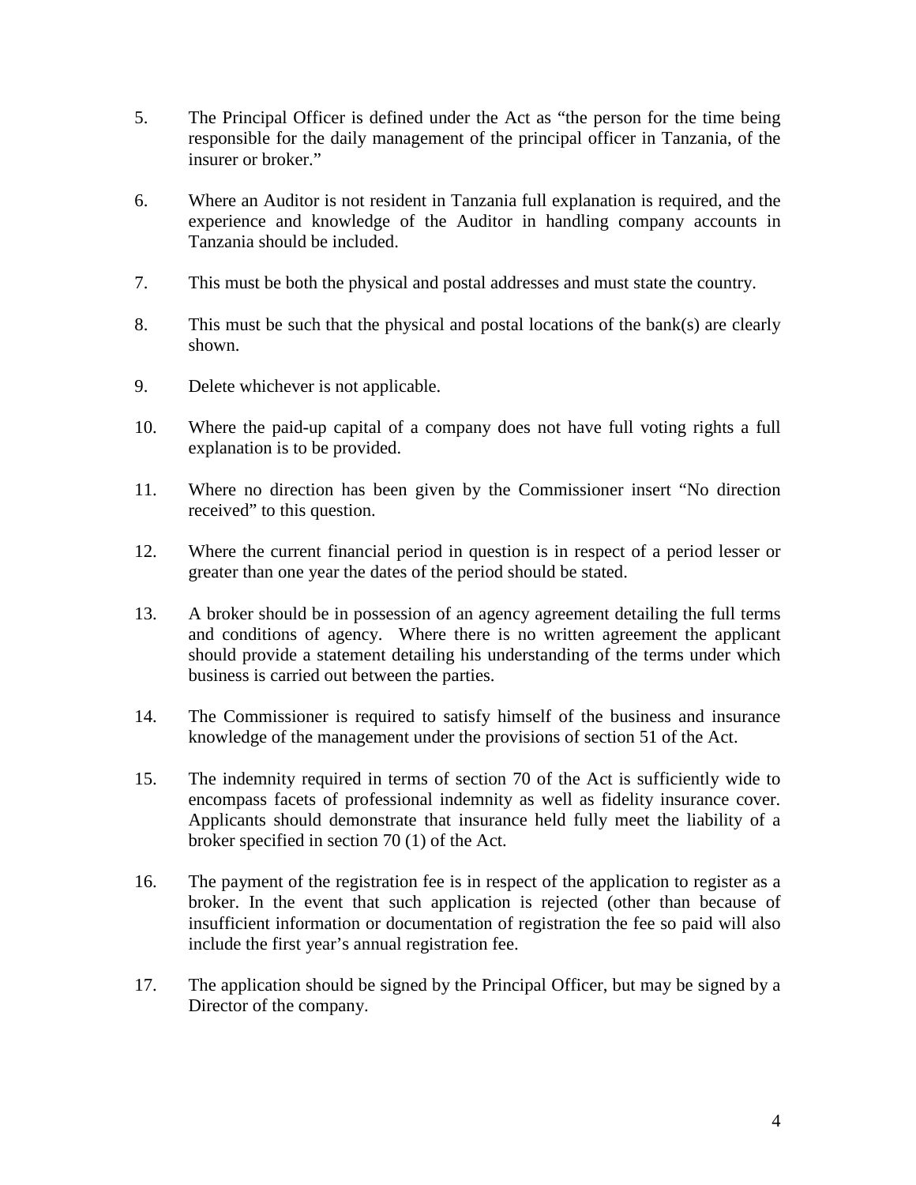5. The Principal Officer is defined under the Act as "the person for the time being responsible for the daily management of the principal officer in Tanzania, of the insurer or broker."

6. Where an Auditor is not resident in Tanzania full explanation is required, and the experience and knowledge of the Auditor in handling company accounts in Tanzania should be included.

7. This must be both the physical and postal addresses and must state the country.

8. This must be such that the physical and postal locations of the bank(s) are clearly shown.

9. Delete whichever is not applicable.

10. Where the paid-up capital of a company does not have full voting rights a full explanation is to be provided.

11. Where no direction has been given by the Commissioner insert "No direction received" to this question.

12. Where the current financial period in question is in respect of a period lesser or greater than one year the dates of the period should be stated.

13. A broker should be in possession of an agency agreement detailing the full terms and conditions of agency. Where there is no written agreement the applicant should provide a statement detailing his understanding of the terms under which business is carried out between the parties.

14. The Commissioner is required to satisfy himself of the business and insurance knowledge of the management under the provisions of section 51 of the Act.

15. The indemnity required in terms of section 70 of the Act is sufficiently wide to encompass facets of professional indemnity as well as fidelity insurance cover. Applicants should demonstrate that insurance held fully meet the liability of a broker specified in section 70 (1) of the Act.

16. The payment of the registration fee is in respect of the application to register as a broker. In the event that such application is rejected (other than because of insufficient information or documentation of registration the fee so paid will also include the first year's annual registration fee.

17. The application should be signed by the Principal Officer, but may be signed by a Director of the company.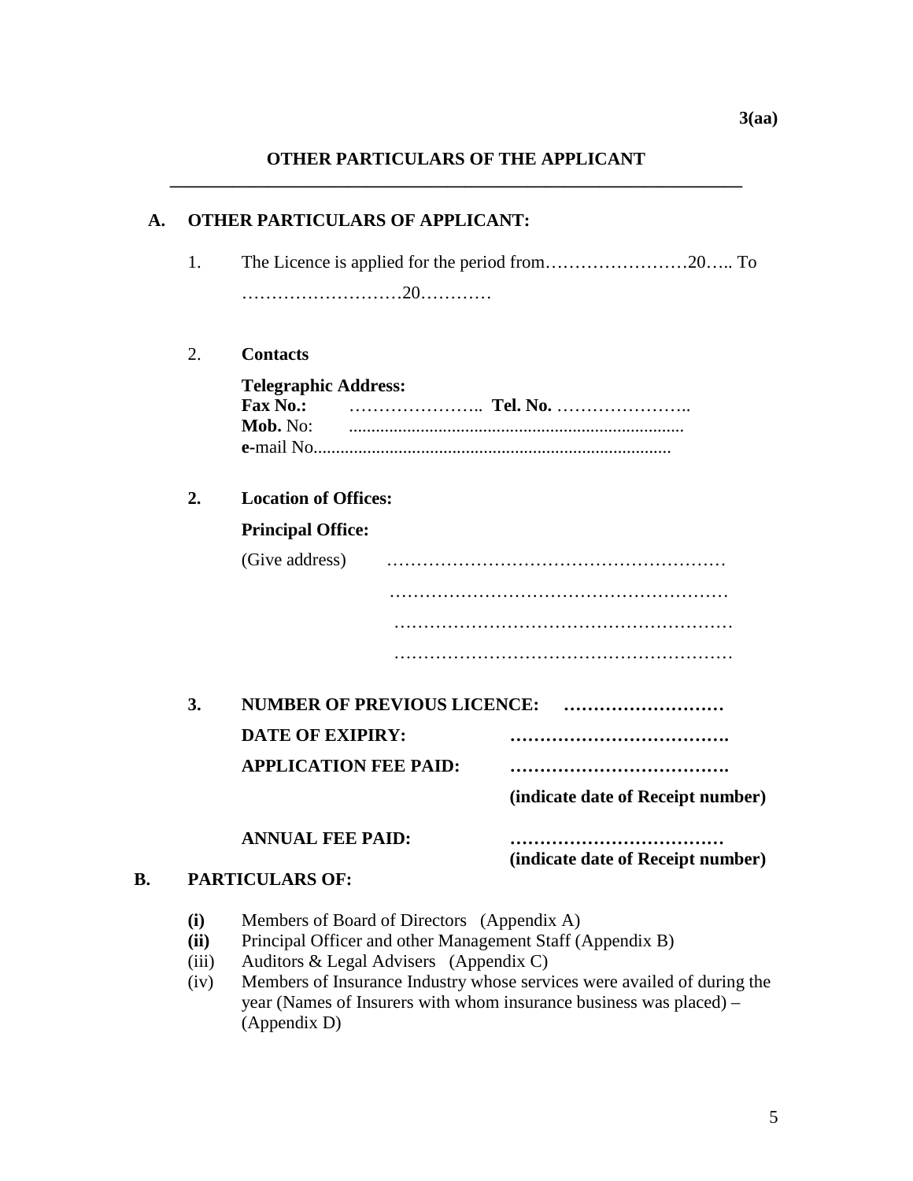3(aa)

## OTHER PARTICULARS OF THE APPLICANT

---

**A. OTHER PARTICULARS OF APPLICANT:**

1. The Licence is applied for the period from……………………20….. To ………………………20…………

2. **Contacts**

   **Telegraphic Address:**
   **Fax No.:** ………………….. **Tel. No.** …………………..
   **Mob.** No: ..........................................................................
   **e-**mail No................................................................................

2. **Location of Offices:**

   **Principal Office:**

   (Give address) …………………………………………………
   …………………………………………………
   …………………………………………………
   …………………………………………………

3. **NUMBER OF PREVIOUS LICENCE:** ………………………

   **DATE OF EXPIRY:** ……………………………….

   **APPLICATION FEE PAID:** ……………………………….
   **(indicate date of Receipt number)**

   **ANNUAL FEE PAID:** ………………………………
   **(indicate date of Receipt number)**

**B. PARTICULARS OF:**

- **(i)** Members of Board of Directors (Appendix A)
- **(ii)** Principal Officer and other Management Staff (Appendix B)
- (iii) Auditors & Legal Advisers (Appendix C)
- (iv) Members of Insurance Industry whose services were availed of during the year (Names of Insurers with whom insurance business was placed) – (Appendix D)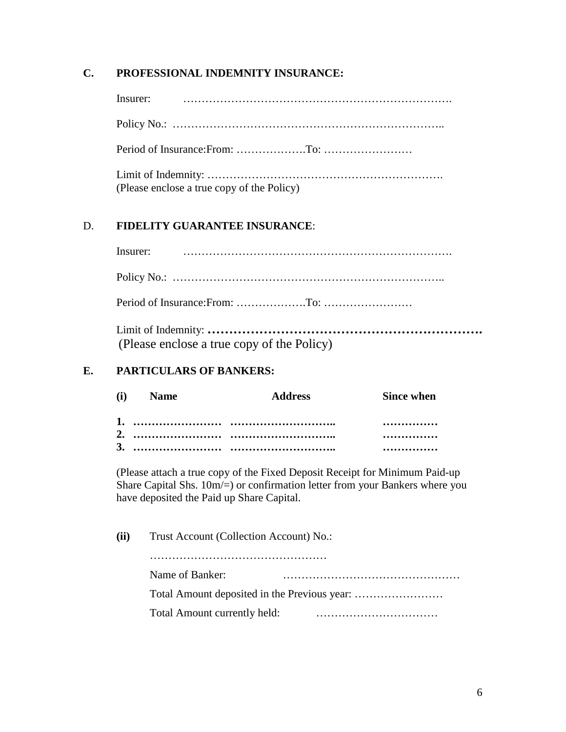## C. PROFESSIONAL INDEMNITY INSURANCE:

Insurer: ……………………………………………………………….

Policy No.: ………………………………………………………………..

Period of Insurance:From: ……………….To: ……………………

Limit of Indemnity: ……………………………………………………….
(Please enclose a true copy of the Policy)

## D. FIDELITY GUARANTEE INSURANCE:

Insurer: ……………………………………………………………….

Policy No.: ………………………………………………………………..

Period of Insurance:From: ……………….To: ……………………

Limit of Indemnity: **……………………………………………………….**
(Please enclose a true copy of the Policy)

## E. PARTICULARS OF BANKERS:

| (i) Name | Address | Since when |
|---|---|---|
| **1. ……………………** | **………………………..** | **……………** |
| **2. ……………………** | **………………………..** | **……………** |
| **3. ……………………** | **………………………..** | **……………** |

(Please attach a true copy of the Fixed Deposit Receipt for Minimum Paid-up Share Capital Shs. 10m/=) or confirmation letter from your Bankers where you have deposited the Paid up Share Capital.

**(ii)** Trust Account (Collection Account) No.:

…………………………………………

Name of Banker: …………………………………………

Total Amount deposited in the Previous year: ……………………

Total Amount currently held: ……………………………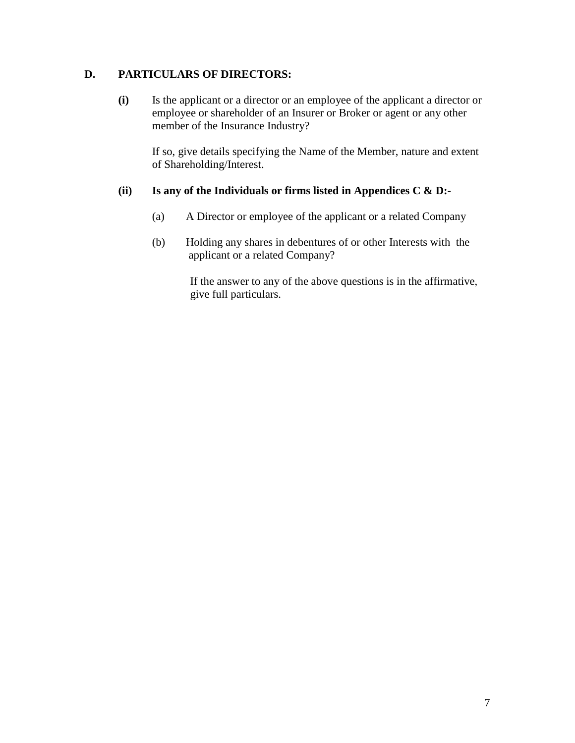## D. PARTICULARS OF DIRECTORS:

**(i)** Is the applicant or a director or an employee of the applicant a director or employee or shareholder of an Insurer or Broker or agent or any other member of the Insurance Industry?

If so, give details specifying the Name of the Member, nature and extent of Shareholding/Interest.

**(ii) Is any of the Individuals or firms listed in Appendices C & D:-**

(a) A Director or employee of the applicant or a related Company

(b) Holding any shares in debentures of or other Interests with the applicant or a related Company?

If the answer to any of the above questions is in the affirmative, give full particulars.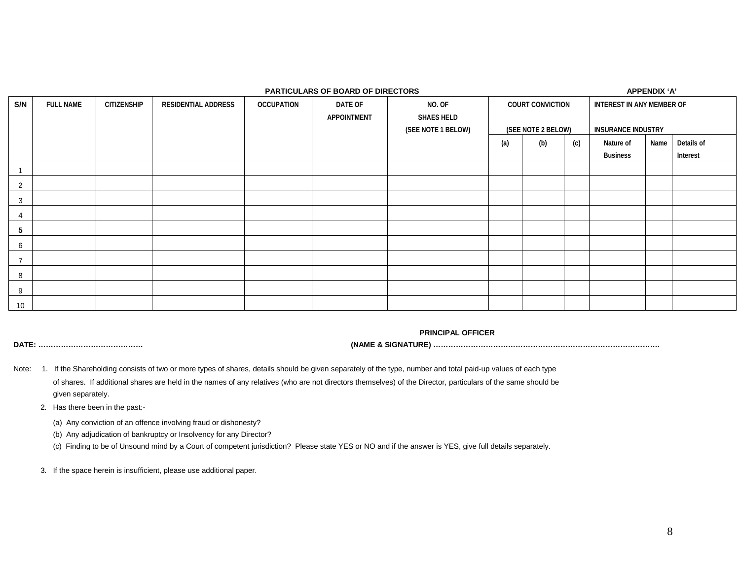**PARTICULARS OF BOARD OF DIRECTORS** **APPENDIX 'A'**

| S/N | FULL NAME | CITIZENSHIP | RESIDENTIAL ADDRESS | OCCUPATION | DATE OF APPOINTMENT | NO. OF SHAES HELD (SEE NOTE 1 BELOW) | COURT CONVICTION (SEE NOTE 2 BELOW) | | | INTEREST IN ANY MEMBER OF INSURANCE INDUSTRY | | |
|---|---|---|---|---|---|---|---|---|---|---|---|---|
| | | | | | | | (a) | (b) | (c) | Nature of Business | Name | Details of Interest |
| 1 | | | | | | | | | | | | |
| 2 | | | | | | | | | | | | |
| 3 | | | | | | | | | | | | |
| 4 | | | | | | | | | | | | |
| **5** | | | | | | | | | | | | |
| 6 | | | | | | | | | | | | |
| 7 | | | | | | | | | | | | |
| 8 | | | | | | | | | | | | |
| 9 | | | | | | | | | | | | |
| 10 | | | | | | | | | | | | |

**PRINCIPAL OFFICER**

**DATE: …………………………………….** **(NAME & SIGNATURE) ………………………………………………………………………………**

Note:
1. If the Shareholding consists of two or more types of shares, details should be given separately of the type, number and total paid-up values of each type of shares. If additional shares are held in the names of any relatives (who are not directors themselves) of the Director, particulars of the same should be given separately.
2. Has there been in the past:-
   (a) Any conviction of an offence involving fraud or dishonesty?
   (b) Any adjudication of bankruptcy or Insolvency for any Director?
   (c) Finding to be of Unsound mind by a Court of competent jurisdiction? Please state YES or NO and if the answer is YES, give full details separately.
3. If the space herein is insufficient, please use additional paper.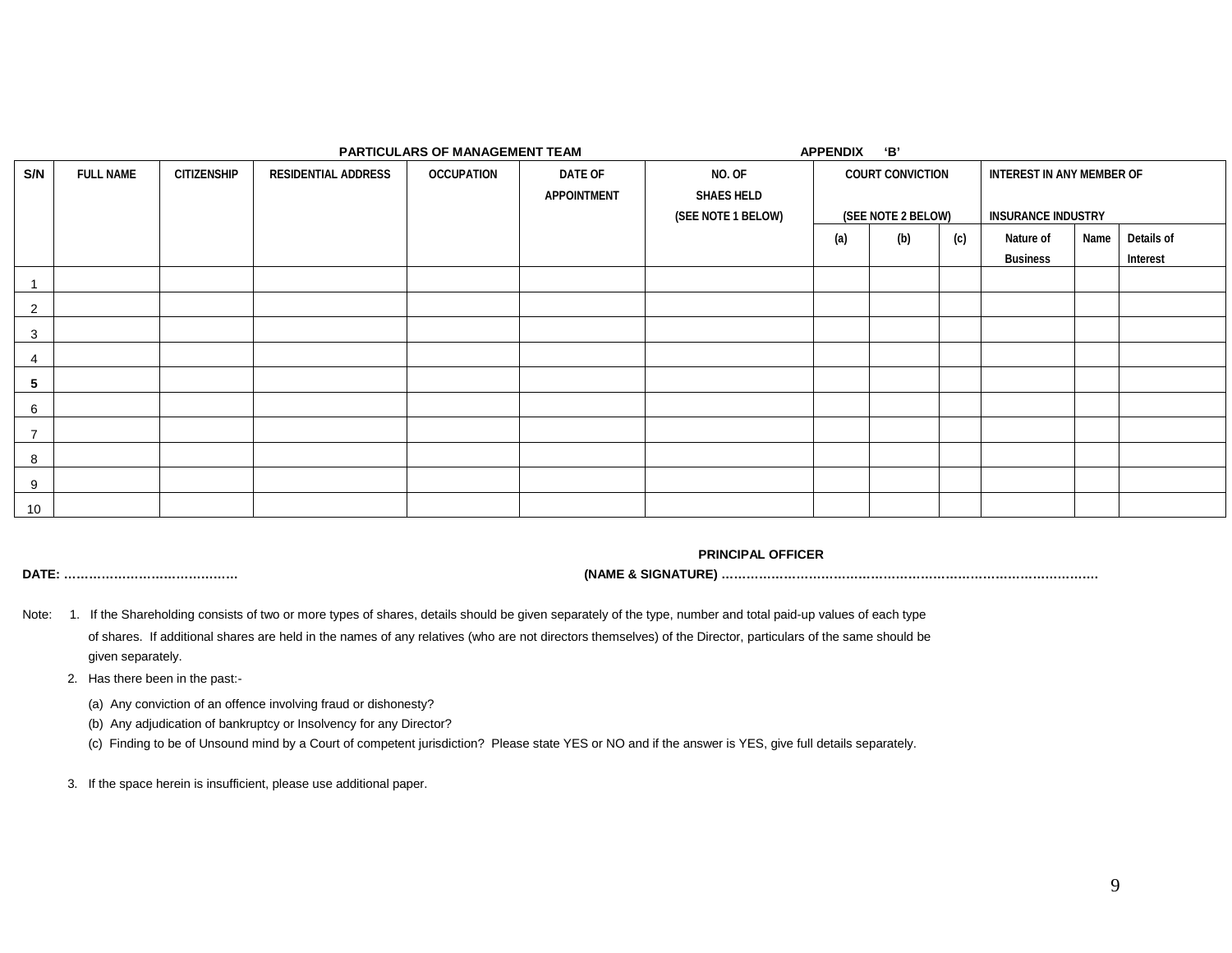**PARTICULARS OF MANAGEMENT TEAM** **APPENDIX 'B'**

| S/N | FULL NAME | CITIZENSHIP | RESIDENTIAL ADDRESS | OCCUPATION | DATE OF APPOINTMENT | NO. OF SHAES HELD (SEE NOTE 1 BELOW) | COURT CONVICTION (SEE NOTE 2 BELOW) | | | INTEREST IN ANY MEMBER OF INSURANCE INDUSTRY | | |
|---|---|---|---|---|---|---|---|---|---|---|---|---|
| | | | | | | | (a) | (b) | (c) | Nature of Business | Name | Details of Interest |
| 1 | | | | | | | | | | | | |
| 2 | | | | | | | | | | | | |
| 3 | | | | | | | | | | | | |
| 4 | | | | | | | | | | | | |
| **5** | | | | | | | | | | | | |
| 6 | | | | | | | | | | | | |
| 7 | | | | | | | | | | | | |
| 8 | | | | | | | | | | | | |
| 9 | | | | | | | | | | | | |
| 10 | | | | | | | | | | | | |

**DATE: ……………………………………** **PRINCIPAL OFFICER**
**(NAME & SIGNATURE) ………………………………………………………………………………**

Note:
1. If the Shareholding consists of two or more types of shares, details should be given separately of the type, number and total paid-up values of each type of shares. If additional shares are held in the names of any relatives (who are not directors themselves) of the Director, particulars of the same should be given separately.
2. Has there been in the past:-
   (a) Any conviction of an offence involving fraud or dishonesty?
   (b) Any adjudication of bankruptcy or Insolvency for any Director?
   (c) Finding to be of Unsound mind by a Court of competent jurisdiction? Please state YES or NO and if the answer is YES, give full details separately.
3. If the space herein is insufficient, please use additional paper.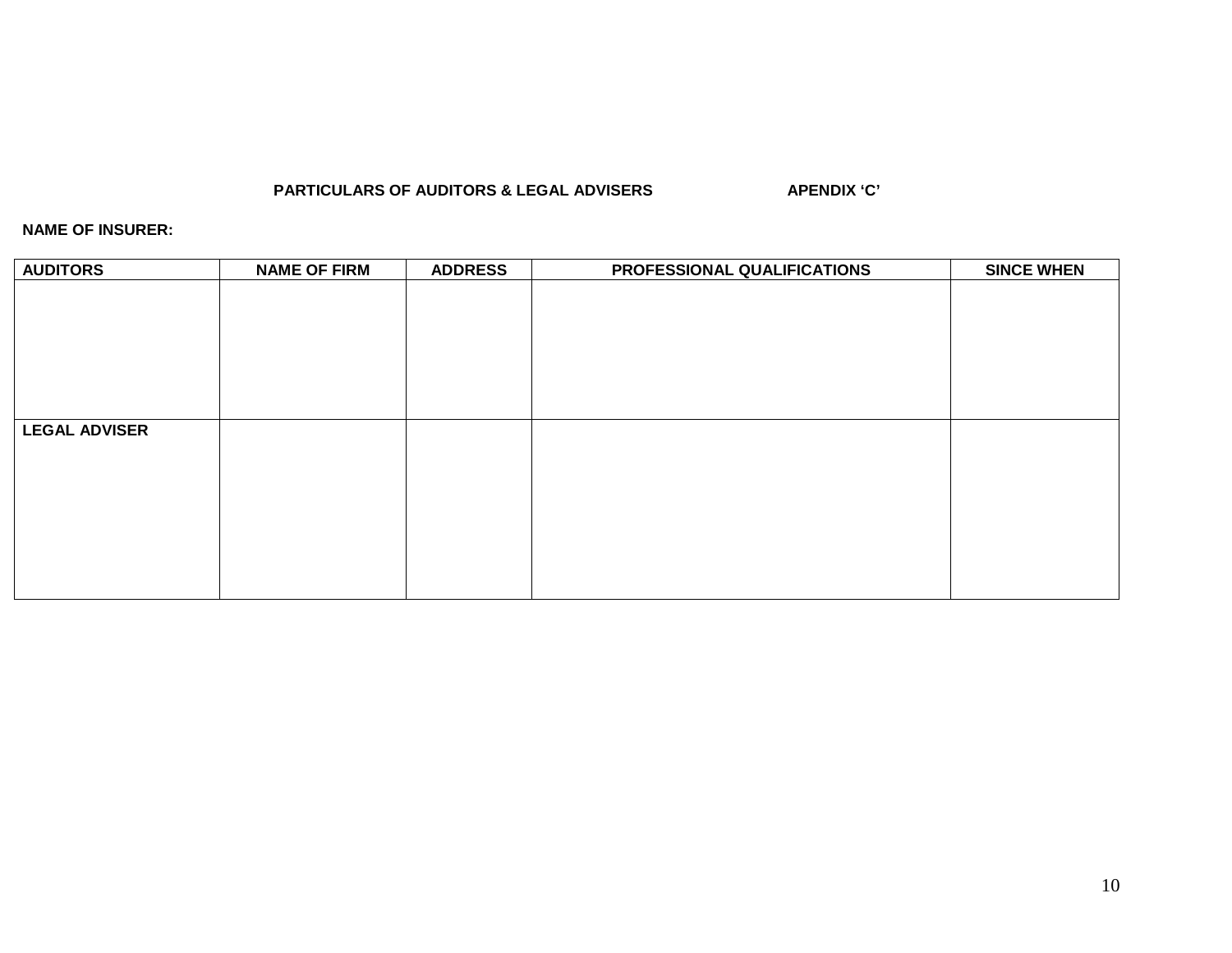**PARTICULARS OF AUDITORS & LEGAL ADVISERS** **APENDIX 'C'**

**NAME OF INSURER:**

| AUDITORS | NAME OF FIRM | ADDRESS | PROFESSIONAL QUALIFICATIONS | SINCE WHEN |
|---|---|---|---|---|
| | | | | |
| **LEGAL ADVISER** | | | | |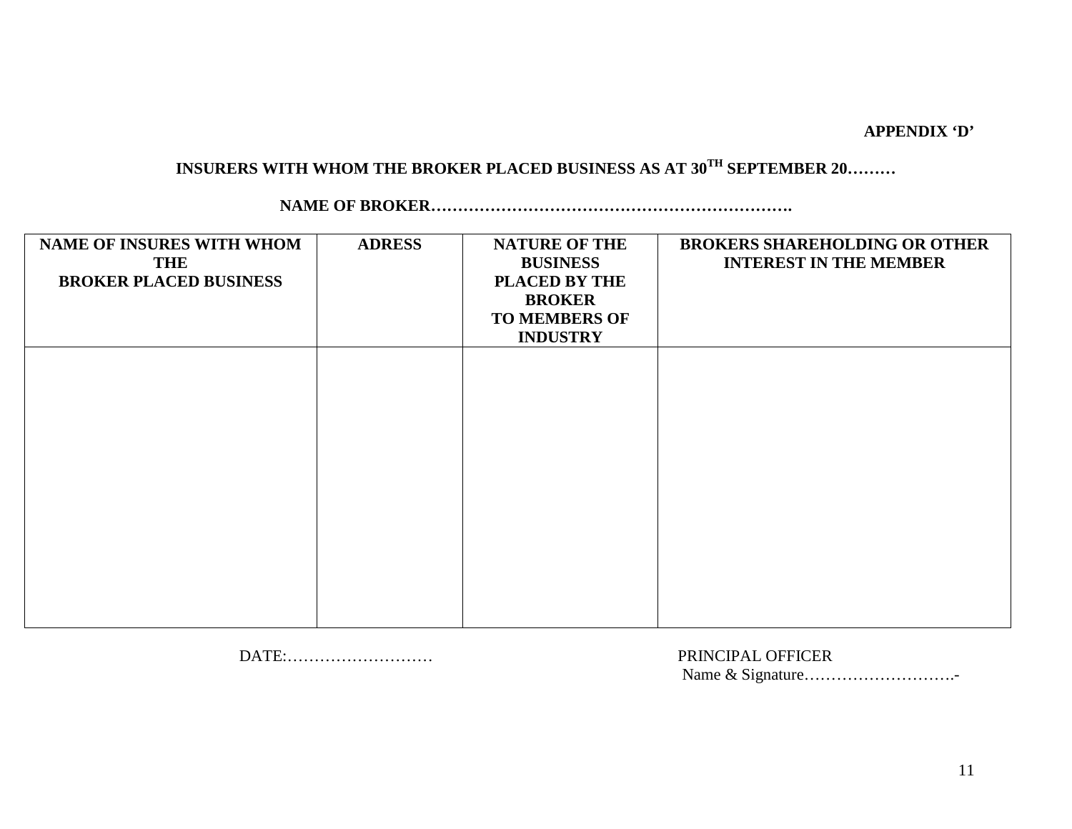**APPENDIX 'D'**

**INSURERS WITH WHOM THE BROKER PLACED BUSINESS AS AT 30TH SEPTEMBER 20………**

**NAME OF BROKER………………………………………………………….**

| NAME OF INSURES WITH WHOM THE BROKER PLACED BUSINESS | ADRESS | NATURE OF THE BUSINESS PLACED BY THE BROKER TO MEMBERS OF INDUSTRY | BROKERS SHAREHOLDING OR OTHER INTEREST IN THE MEMBER |
|---|---|---|---|
| | | | |

DATE:………………………

PRINCIPAL OFFICER
Name & Signature……………………….-